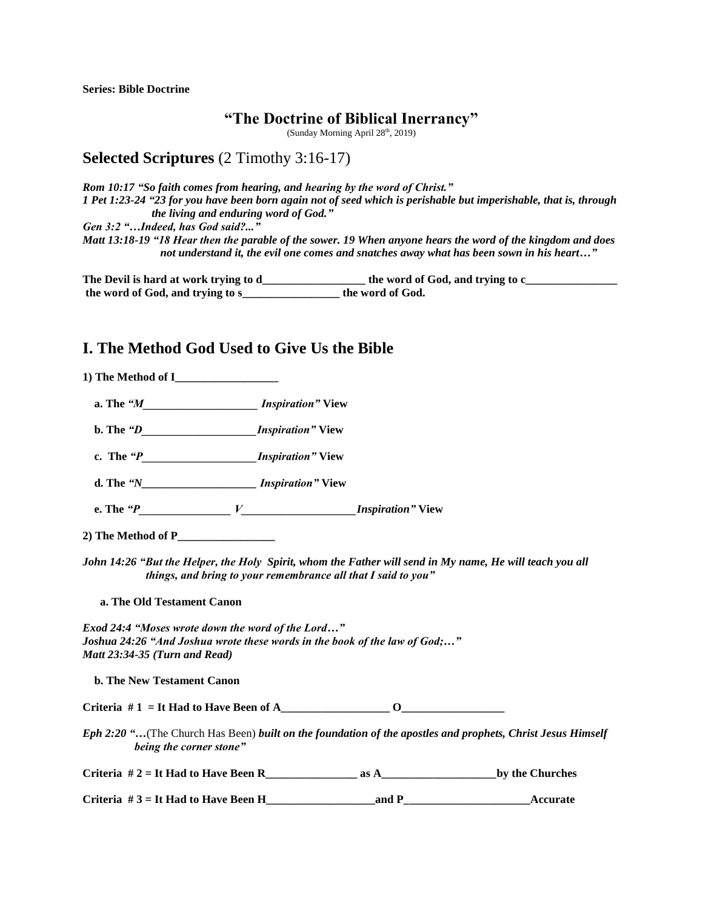**Series: Bible Doctrine**

# "The Doctrine of Biblical Inerrancy"

(Sunday Morning April 28th, 2019)

## Selected Scriptures (2 Timothy 3:16-17)

***Rom 10:17 "So faith comes from hearing, and hearing by the word of Christ."***
***1 Pet 1:23-24 "23 for you have been born again not of seed which is perishable but imperishable, that is, through the living and enduring word of God."***
***Gen 3:2 "…Indeed, has God said?..."***
***Matt 13:18-19 "18 Hear then the parable of the sower. 19 When anyone hears the word of the kingdom and does not understand it, the evil one comes and snatches away what has been sown in his heart…"***

**The Devil is hard at work trying to d__________________ the word of God, and trying to c________________ the word of God, and trying to s_________________ the word of God.**

## I. The Method God Used to Give Us the Bible

**1) The Method of I__________________**

**a. The *"M____________________ Inspiration"* View**

**b. The *"D____________________ Inspiration"* View**

**c. The *"P____________________ Inspiration"* View**

**d. The *"N____________________ Inspiration"* View**

**e. The *"P________________ V____________________ Inspiration"* View**

**2) The Method of P_________________**

***John 14:26 "But the Helper, the Holy Spirit, whom the Father will send in My name, He will teach you all things, and bring to your remembrance all that I said to you"***

**a. The Old Testament Canon**

***Exod 24:4 "Moses wrote down the word of the Lord…"***
***Joshua 24:26 "And Joshua wrote these words in the book of the law of God;…"***
***Matt 23:34-35 (Turn and Read)***

**b. The New Testament Canon**

**Criteria # 1 = It Had to Have Been of A___________________ O__________________**

***Eph 2:20 "…*(The Church Has Been) *built on the foundation of the apostles and prophets, Christ Jesus Himself being the corner stone"***

**Criteria # 2 = It Had to Have Been R________________ as A____________________by the Churches**

**Criteria # 3 = It Had to Have Been H___________________and P______________________Accurate**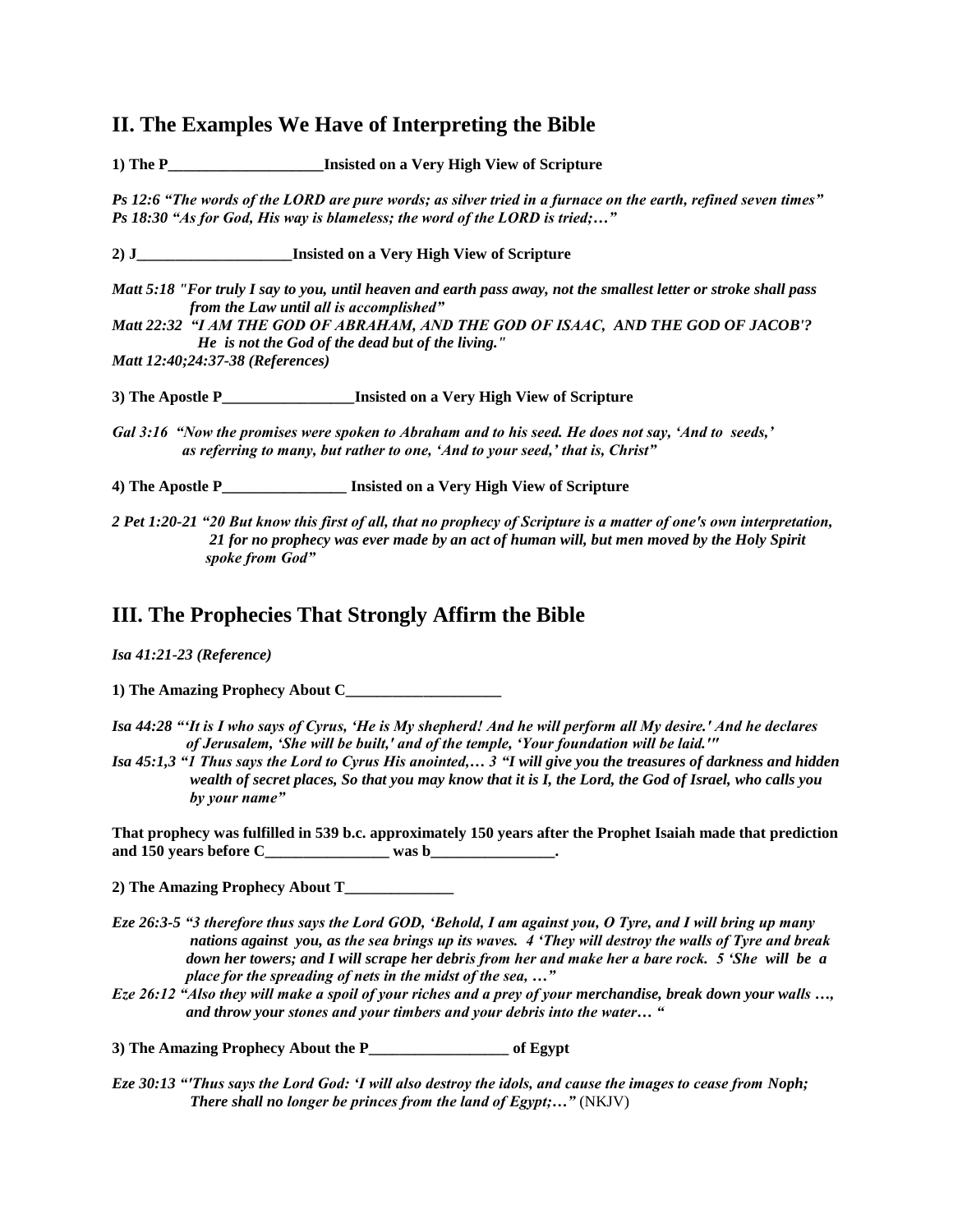## II. The Examples We Have of Interpreting the Bible

**1) The P____________________Insisted on a Very High View of Scripture**

***Ps 12:6 "The words of the LORD are pure words; as silver tried in a furnace on the earth, refined seven times"***
***Ps 18:30 "As for God, His way is blameless; the word of the LORD is tried;…"***

**2) J____________________Insisted on a Very High View of Scripture**

***Matt 5:18 "For truly I say to you, until heaven and earth pass away, not the smallest letter or stroke shall pass from the Law until all is accomplished"***
***Matt 22:32 "I AM THE GOD OF ABRAHAM, AND THE GOD OF ISAAC, AND THE GOD OF JACOB'? He is not the God of the dead but of the living."***
***Matt 12:40;24:37-38 (References)***

**3) The Apostle P_________________Insisted on a Very High View of Scripture**

***Gal 3:16 "Now the promises were spoken to Abraham and to his seed. He does not say, 'And to seeds,' as referring to many, but rather to one, 'And to your seed,' that is, Christ"***

**4) The Apostle P________________ Insisted on a Very High View of Scripture**

***2 Pet 1:20-21 "20 But know this first of all, that no prophecy of Scripture is a matter of one's own interpretation, 21 for no prophecy was ever made by an act of human will, but men moved by the Holy Spirit spoke from God"***

## III. The Prophecies That Strongly Affirm the Bible

***Isa 41:21-23 (Reference)***

**1) The Amazing Prophecy About C____________________**

***Isa 44:28 "'It is I who says of Cyrus, 'He is My shepherd! And he will perform all My desire.' And he declares of Jerusalem, 'She will be built,' and of the temple, 'Your foundation will be laid.'"***
***Isa 45:1,3 "1 Thus says the Lord to Cyrus His anointed,… 3 "I will give you the treasures of darkness and hidden wealth of secret places, So that you may know that it is I, the Lord, the God of Israel, who calls you by your name"***

**That prophecy was fulfilled in 539 b.c. approximately 150 years after the Prophet Isaiah made that prediction and 150 years before C________________ was b________________.**

**2) The Amazing Prophecy About T______________**

***Eze 26:3-5 "3 therefore thus says the Lord GOD, 'Behold, I am against you, O Tyre, and I will bring up many nations against you, as the sea brings up its waves. 4 'They will destroy the walls of Tyre and break down her towers; and I will scrape her debris from her and make her a bare rock. 5 'She will be a place for the spreading of nets in the midst of the sea, …"***
***Eze 26:12 "Also they will make a spoil of your riches and a prey of your merchandise, break down your walls …, and throw your stones and your timbers and your debris into the water… "***

**3) The Amazing Prophecy About the P__________________ of Egypt**

***Eze 30:13 "'Thus says the Lord God: 'I will also destroy the idols, and cause the images to cease from Noph; There shall no longer be princes from the land of Egypt;…"*** (NKJV)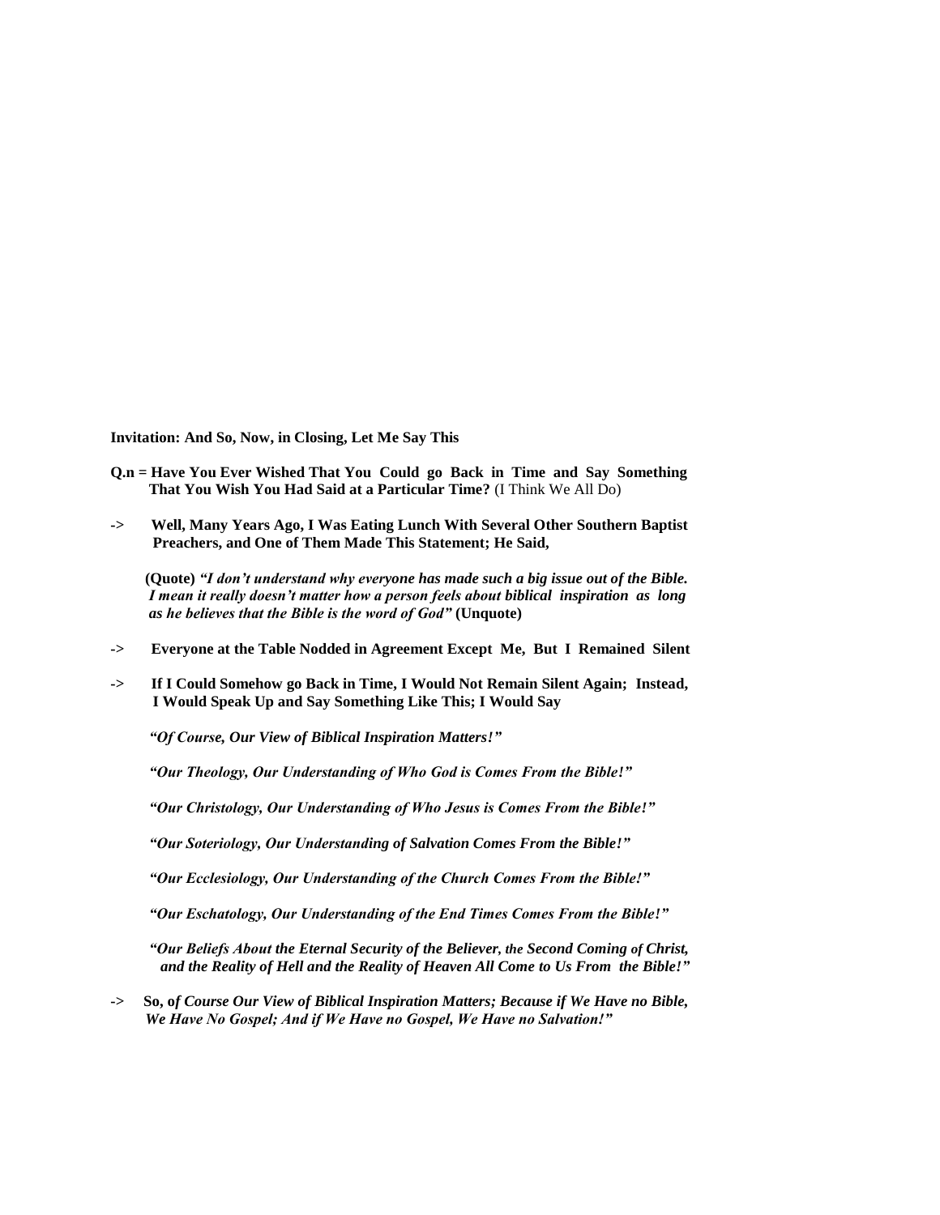**Invitation: And So, Now, in Closing, Let Me Say This**

**Q.n = Have You Ever Wished That You Could go Back in Time and Say Something That You Wish You Had Said at a Particular Time?** (I Think We All Do)

-> **Well, Many Years Ago, I Was Eating Lunch With Several Other Southern Baptist Preachers, and One of Them Made This Statement; He Said,**

**(Quote)** ***"I don't understand why everyone has made such a big issue out of the Bible. I mean it really doesn't matter how a person feels about biblical inspiration as long as he believes that the Bible is the word of God"*** **(Unquote)**

-> **Everyone at the Table Nodded in Agreement Except Me, But I Remained Silent**

-> **If I Could Somehow go Back in Time, I Would Not Remain Silent Again; Instead, I Would Speak Up and Say Something Like This; I Would Say**

***"Of Course, Our View of Biblical Inspiration Matters!"***

***"Our Theology, Our Understanding of Who God is Comes From the Bible!"***

***"Our Christology, Our Understanding of Who Jesus is Comes From the Bible!"***

***"Our Soteriology, Our Understanding of Salvation Comes From the Bible!"***

***"Our Ecclesiology, Our Understanding of the Church Comes From the Bible!"***

***"Our Eschatology, Our Understanding of the End Times Comes From the Bible!"***

***"Our Beliefs About the Eternal Security of the Believer, the Second Coming of Christ, and the Reality of Hell and the Reality of Heaven All Come to Us From the Bible!"***

-> **So, o*f Course Our View of Biblical Inspiration Matters; Because if We Have no Bible, We Have No Gospel; And if We Have no Gospel, We Have no Salvation!"***